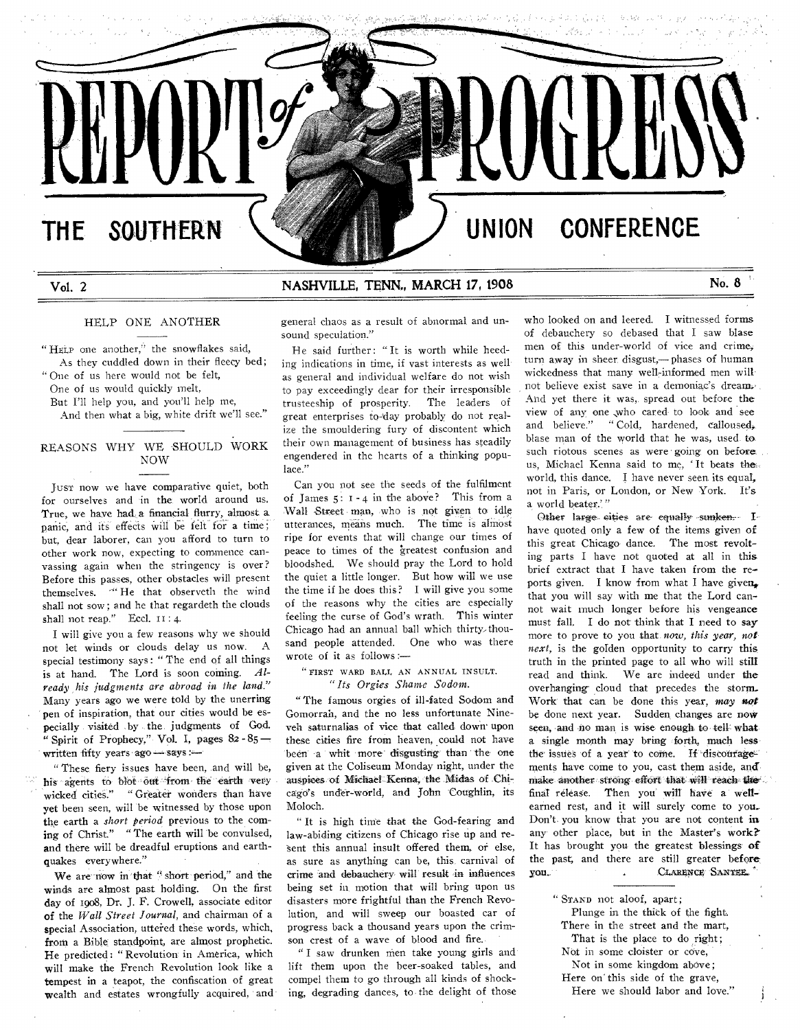# REPORT of PROGRESS

THE SOUTHERN UNION CONFERENCE

Vol. 2 NASHVILLE, TENN., MARCH 17, 1908 No. 8

## HELP ONE ANOTHER

"HELP one another," the snowflakes said,
As they cuddled down in their fleecy bed;
"One of us here would not be felt,
One of us would quickly melt,
But I'll help you, and you'll help me,
And then what a big, white drift we'll see."

## REASONS WHY WE SHOULD WORK NOW

JUST now we have comparative quiet, both for ourselves and in the world around us. True, we have had a financial flurry, almost a panic, and its effects will be felt for a time; but, dear laborer, can you afford to turn to other work now, expecting to commence canvassing again when the stringency is over? Before this passes, other obstacles will present themselves. "He that observeth the wind shall not sow; and he that regardeth the clouds shall not reap." Eccl. 11:4.

I will give you a few reasons why we should not let winds or clouds delay us now. A special testimony says: "The end of all things is at hand. The Lord is soon coming. *Already his judgments are abroad in the land.*" Many years ago we were told by the unerring pen of inspiration, that our cities would be especially visited by the judgments of God. "Spirit of Prophecy," Vol. I, pages 82-85—written fifty years ago—says:—

"These fiery issues have been, and will be, his agents to blot out from the earth very wicked cities." "Greater wonders than have yet been seen, will be witnessed by those upon the earth a *short period* previous to the coming of Christ." "The earth will be convulsed, and there will be dreadful eruptions and earthquakes everywhere."

We are now in that "short period," and the winds are almost past holding. On the first day of 1908, Dr. J. F. Crowell, associate editor of the *Wall Street Journal*, and chairman of a special Association, uttered these words, which, from a Bible standpoint, are almost prophetic. He predicted: "Revolution in America, which will make the French Revolution look like a tempest in a teapot, the confiscation of great wealth and estates wrongfully acquired, and general chaos as a result of abnormal and unsound speculation."

He said further: "It is worth while heeding indications in time, if vast interests as well as general and individual welfare do not wish to pay exceedingly dear for their irresponsible trusteeship of prosperity. The leaders of great enterprises to-day probably do not realize the smouldering fury of discontent which their own management of business has steadily engendered in the hearts of a thinking populace."

Can you not see the seeds of the fulfilment of James 5:1-4 in the above? This from a Wall Street man, who is not given to idle utterances, means much. The time is almost ripe for events that will change our times of peace to times of the greatest confusion and bloodshed. We should pray the Lord to hold the quiet a little longer. But how will we use the time if he does this? I will give you some of the reasons why the cities are especially feeling the curse of God's wrath. This winter Chicago had an annual ball which thirty-thousand people attended. One who was there wrote of it as follows:—

"FIRST WARD BALL AN ANNUAL INSULT.
*"Its Orgies Shame Sodom.*

"The famous orgies of ill-fated Sodom and Gomorrah, and the no less unfortunate Nineveh saturnalias of vice that called down upon these cities fire from heaven, could not have been a whit more disgusting than the one given at the Coliseum Monday night, under the auspices of Michael Kenna, the Midas of Chicago's under-world, and John Coughlin, its Moloch.

"It is high time that the God-fearing and law-abiding citizens of Chicago rise up and resent this annual insult offered them, or else, as sure as anything can be, this carnival of crime and debauchery will result in influences being set in motion that will bring upon us disasters more frightful than the French Revolution, and will sweep our boasted car of progress back a thousand years upon the crimson crest of a wave of blood and fire.

"I saw drunken men take young girls and lift them upon the beer-soaked tables, and compel them to go through all kinds of shocking, degrading dances, to the delight of those who looked on and leered. I witnessed forms of debauchery so debased that I saw blase men of this under-world of vice and crime, turn away in sheer disgust,—phases of human wickedness that many well-informed men will not believe exist save in a demoniac's dream. And yet there it was, spread out before the view of any one who cared to look and see and believe." "Cold, hardened, calloused, blase man of the world that he was, used to such riotous scenes as were going on before us, Michael Kenna said to me, 'It beats the world, this dance. I have never seen its equal, not in Paris, or London, or New York. It's a world beater.'"

Other large cities are equally sunken. I have quoted only a few of the items given of this great Chicago dance. The most revolting parts I have not quoted at all in this brief extract that I have taken from the reports given. I know from what I have given, that you will say with me that the Lord cannot wait much longer before his vengeance must fall. I do not think that I need to say more to prove to you that *now, this year, not next*, is the golden opportunity to carry this truth in the printed page to all who will still read and think. We are indeed under the overhanging cloud that precedes the storm. Work that can be done this year, *may not* be done next year. Sudden changes are now seen, and no man is wise enough to tell what a single month may bring forth, much less the issues of a year to come. If discouragements have come to you, cast them aside, and make another strong effort that will reach the final release. Then you will have a well-earned rest, and it will surely come to you. Don't you know that you are not content in any other place, but in the Master's work? It has brought you the greatest blessings of the past, and there are still greater before you.

CLARENCE SANTEE.

"STAND not aloof, apart;
Plunge in the thick of the fight.
There in the street and the mart,
That is the place to do right;
Not in some cloister or cove,
Not in some kingdom above;
Here on this side of the grave,
Here we should labor and love."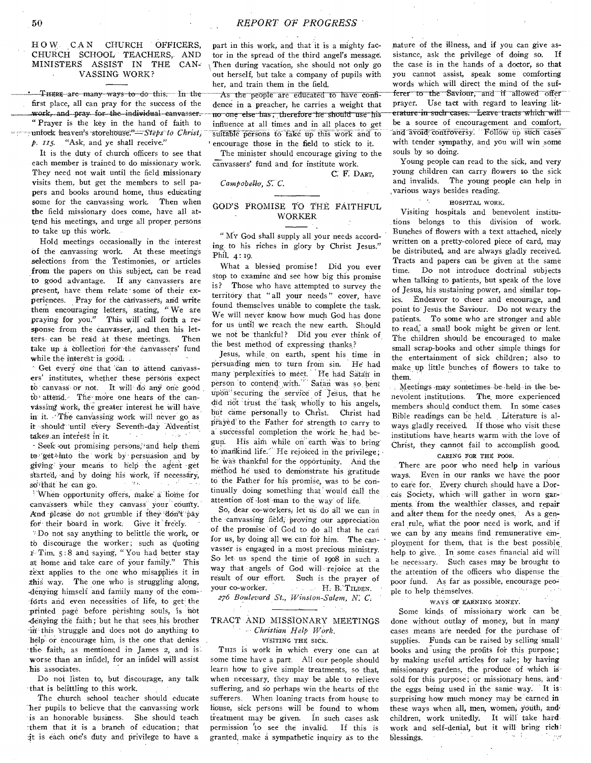## HOW CAN CHURCH OFFICERS, CHURCH SCHOOL TEACHERS, AND MINISTERS ASSIST IN THE CANVASSING WORK?

THERE are many ways to do this. In the first place, all can pray for the success of the work, and pray for the individual canvasser. "Prayer is the key in the hand of faith to unlock heaven's storehouse."—*Steps to Christ, p. 115.* "Ask, and ye shall receive."

It is the duty of church officers to see that each member is trained to do missionary work. They need not wait until the field missionary visits them, but get the members to sell papers and books around home, thus educating some for the canvassing work. Then when the field missionary does come, have all attend his meetings, and urge all proper persons to take up this work.

Hold meetings occasionally in the interest of the canvassing work. At these meetings selections from the Testimonies, or articles from the papers on this subject, can be read to good advantage. If any canvassers are present, have them relate some of their experiences. Pray for the canvassers, and write them encouraging letters, stating, "We are praying for you." This will call forth a response from the canvasser, and then his letters can be read at these meetings. Then take up a collection for the canvassers' fund while the interest is good.

Get every one that can to attend canvassers' institutes, whether these persons expect to canvass or not. It will do any one good to attend. The more one hears of the canvassing work, the greater interest he will have in it. The canvassing work will never go as it should until every Seventh-day Adventist takes an interest in it.

Seek out promising persons, and help them to get into the work by persuasion and by giving your means to help the agent get started, and by doing his work, if necessary, so that he can go.

When opportunity offers, make a home for canvassers while they canvass your county. And please do not grumble if they don't pay for their board in work. Give it freely.

Do not say anything to belittle the work, or to discourage the worker; such as quoting 1 Tim. 5:8 and saying, "You had better stay at home and take care of your family." This text applies to the one who misapplies it in this way. The one who is struggling along, denying himself and family many of the comforts and even necessities of life, to get the printed page before perishing souls, is not denying the faith; but he that sees his brother in this struggle and does not do anything to help or encourage him, is the one that denies the faith, as mentioned in James 2, and is worse than an infidel, for an infidel will assist his associates.

Do not listen to, but discourage, any talk that is belittling to this work.

The church school teacher should educate her pupils to believe that the canvassing work is an honorable business. She should teach them that it is a branch of education; that it is each one's duty and privilege to have a part in this work, and that it is a mighty factor in the spread of the third angel's message. Then during vacation, she should not only go out herself, but take a company of pupils with her, and train them in the field.

As the people are educated to have confidence in a preacher, he carries a weight that no one else has; therefore he should use his influence at all times and in all places to get suitable persons to take up this work and to encourage those in the field to stick to it.

The minister should encourage giving to the canvassers' fund and for institute work.

C. F. DART,

*Campobello, S. C.*

## GOD'S PROMISE TO THE FAITHFUL WORKER

"MY God shall supply all your needs according to his riches in glory by Christ Jesus." Phil. 4:19.

What a blessed promise! Did you ever stop to examine and see how big this promise is? Those who have attempted to survey the territory that "all your needs" cover, have found themselves unable to complete the task. We will never know how much God has done for us until we reach the new earth. Should we not be thankful? Did you ever think of the best method of expressing thanks?

Jesus, while on earth, spent his time in persuading men to turn from sin. He had many perplexities to meet. He had Satan in person to contend with. Satan was so bent upon securing the service of Jesus, that he did not trust the task wholly to his angels, but came personally to Christ. Christ had prayed to the Father for strength to carry to a successful completion the work he had begun. His aim while on earth was to bring to mankind life. He rejoiced in the privilege; he was thankful for the opportunity. And the method he used to demonstrate his gratitude to the Father for his promise, was to be continually doing something that would call the attention of lost man to the way of life.

So, dear co-workers, let us do all we can in the canvassing field, proving our appreciation of the promise of God to do all that he can for us, by doing all we can for him. The canvasser is engaged in a most precious ministry. So let us spend the time of 1908 in such a way that angels of God will rejoice at the result of our effort. Such is the prayer of your co-worker. H. B. TILDEN.

*276 Boulevard St., Winston-Salem, N. C.*

## TRACT AND MISSIONARY MEETINGS

*Christian Help Work.*

### VISITING THE SICK.

THIS is work in which every one can at some time have a part. All our people should learn how to give simple treatments, so that, when necessary, they may be able to relieve suffering, and so perhaps win the hearts of the sufferers. When loaning tracts from house to house, sick persons will be found to whom treatment may be given. In such cases ask permission to see the invalid. If this is granted, make a sympathetic inquiry as to the nature of the illness, and if you can give assistance, ask the privilege of doing so. If the case is in the hands of a doctor, so that you cannot assist, speak some comforting words which will direct the mind of the sufferer to the Saviour, and if allowed offer prayer. Use tact with regard to leaving literature in such cases. Leave tracts which will be a source of encouragement and comfort, and avoid controversy. Follow up such cases with tender sympathy, and you will win some souls by so doing.

Young people can read to the sick, and very young children can carry flowers to the sick and invalids. The young people can help in various ways besides reading.

### HOSPITAL WORK.

Visiting hospitals and benevolent institutions belongs to this division of work. Bunches of flowers with a text attached, nicely written on a pretty-colored piece of card, may be distributed, and are always gladly received. Tracts and papers can be given at the same time. Do not introduce doctrinal subjects when talking to patients, but speak of the love of Jesus, his sustaining power, and similar topics. Endeavor to cheer and encourage, and point to Jesus the Saviour. Do not weary the patients. To some who are stronger and able to read, a small book might be given or lent. The children should be encouraged to make small scrap-books and other simple things for the entertainment of sick children; also to make up little bunches of flowers to take to them.

Meetings may sometimes be held in the benevolent institutions. The more experienced members should conduct them. In some cases Bible readings can be held. Literature is always gladly received. If those who visit these institutions have hearts warm with the love of Christ, they cannot fail to accomplish good.

### CARING FOR THE POOR.

There are poor who need help in various ways. Even in our ranks we have the poor to care for. Every church should have a Dorcas Society, which will gather in worn garments from the wealthier classes, and repair and alter them for the needy ones. As a general rule, what the poor need is work, and if we can by any means find remunerative employment for them, that is the best possible help to give. In some cases financial aid will be necessary. Such cases may be brought to the attention of the officers who dispense the poor fund. As far as possible, encourage people to help themselves.

### WAYS OF EARNING MONEY.

Some kinds of missionary work can be done without outlay of money, but in many cases means are needed for the purchase of supplies. Funds can be raised by selling small books and using the profits for this purpose; by making useful articles for sale; by having missionary gardens, the produce of which is sold for this purpose; or missionary hens, and the eggs being used in the same way. It is surprising how much money may be earned in these ways when all, men, women, youth, and children, work unitedly. It will take hard work and self-denial, but it will bring rich blessings.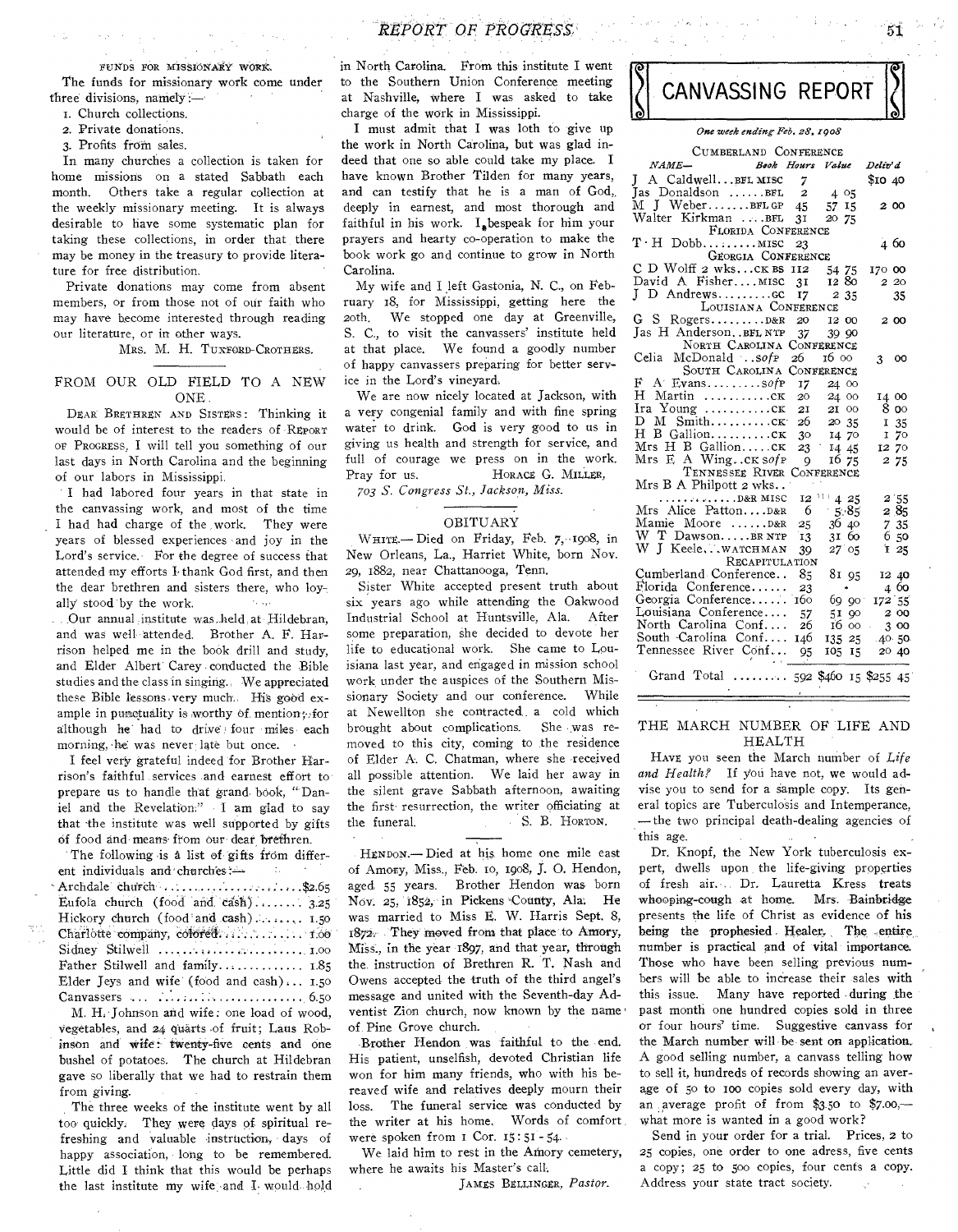FUNDS FOR MISSIONARY WORK.

The funds for missionary work come under three divisions, namely:—

1. Church collections.
2. Private donations.
3. Profits from sales.

In many churches a collection is taken for home missions on a stated Sabbath each month. Others take a regular collection at the weekly missionary meeting. It is always desirable to have some systematic plan for taking these collections, in order that there may be money in the treasury to provide literature for free distribution.

Private donations may come from absent members, or from those not of our faith who may have become interested through reading our literature, or in other ways.

MRS. M. H. TUXFORD-CROTHERS.

## FROM OUR OLD FIELD TO A NEW ONE

DEAR BRETHREN AND SISTERS: Thinking it would be of interest to the readers of REPORT OF PROGRESS, I will tell you something of our last days in North Carolina and the beginning of our labors in Mississippi.

I had labored four years in that state in the canvassing work, and most of the time I had had charge of the work. They were years of blessed experiences and joy in the Lord's service. For the degree of success that attended my efforts I thank God first, and then the dear brethren and sisters there, who loyally stood by the work.

Our annual institute was held at Hildebran, and was well attended. Brother A. F. Harrison helped me in the book drill and study, and Elder Albert Carey conducted the Bible studies and the class in singing. We appreciated these Bible lessons very much. His good example in punctuality is worthy of mention; for although he had to drive four miles each morning, he was never late but once.

I feel very grateful indeed for Brother Harrison's faithful services and earnest effort to prepare us to handle that grand book, "Daniel and the Revelation." I am glad to say that the institute was well supported by gifts of food and means from our dear brethren.

The following is a list of gifts from different individuals and churches:—

| | |
|---|---|
| Archdale church | $2.65 |
| Eufola church (food and cash) | 3.25 |
| Hickory church (food and cash) | 1.50 |
| Charlotte company, colored | 1.00 |
| Sidney Stilwell | 1.00 |
| Father Stilwell and family | 1.85 |
| Elder Jeys and wife (food and cash) | 1.50 |
| Canvassers | 6.50 |

M. H. Johnson and wife: one load of wood, vegetables, and 24 quarts of fruit; Laus Robinson and wife: twenty-five cents and one bushel of potatoes. The church at Hildebran gave so liberally that we had to restrain them from giving.

The three weeks of the institute went by all too quickly. They were days of spiritual refreshing and valuable instruction, days of happy association, long to be remembered. Little did I think that this would be perhaps the last institute my wife and I would hold in North Carolina. From this institute I went to the Southern Union Conference meeting at Nashville, where I was asked to take charge of the work in Mississippi.

I must admit that I was loth to give up the work in North Carolina, but was glad indeed that one so able could take my place. I have known Brother Tilden for many years, and can testify that he is a man of God, deeply in earnest, and most thorough and faithful in his work. I bespeak for him your prayers and hearty co-operation to make the book work go and continue to grow in North Carolina.

My wife and I left Gastonia, N. C., on February 18, for Mississippi, getting here the 20th. We stopped one day at Greenville, S. C., to visit the canvassers' institute held at that place. We found a goodly number of happy canvassers preparing for better service in the Lord's vineyard.

We are now nicely located at Jackson, with a very congenial family and with fine spring water to drink. God is very good to us in giving us health and strength for service, and full of courage we press on in the work. Pray for us.

HORACE G. MILLER,
*703 S. Congress St., Jackson, Miss.*

## OBITUARY

WHITE.— Died on Friday, Feb. 7, 1908, in New Orleans, La., Harriet White, born Nov. 29, 1882, near Chattanooga, Tenn.

Sister White accepted present truth about six years ago while attending the Oakwood Industrial School at Huntsville, Ala. After some preparation, she decided to devote her life to educational work. She came to Louisiana last year, and engaged in mission school work under the auspices of the Southern Missionary Society and our conference. While at Newellton she contracted a cold which brought about complications. She was removed to this city, coming to the residence of Elder A. C. Chatman, where she received all possible attention. We laid her away in the silent grave Sabbath afternoon, awaiting the first resurrection, the writer officiating at the funeral.

S. B. HORTON.

HENDON.— Died at his home one mile east of Amory, Miss., Feb. 10, 1908, J. O. Hendon, aged 55 years. Brother Hendon was born Nov. 25, 1852, in Pickens County, Ala. He was married to Miss E. W. Harris Sept. 8, 1872. They moved from that place to Amory, Miss., in the year 1897, and that year, through the instruction of Brethren R. T. Nash and Owens accepted the truth of the third angel's message and united with the Seventh-day Adventist Zion church, now known by the name of Pine Grove church.

Brother Hendon was faithful to the end. His patient, unselfish, devoted Christian life won for him many friends, who with his bereaved wife and relatives deeply mourn their loss. The funeral service was conducted by the writer at his home. Words of comfort were spoken from 1 Cor. 15: 51-54.

We laid him to rest in the Amory cemetery, where he awaits his Master's call.

JAMES BELLINGER, *Pastor.*

# CANVASSING REPORT

*One week ending Feb. 28, 1908*

| *NAME—* | *Book* | *Hours* | *Value* | *Deliv'd* |
|---|---|---|---|---|
| **CUMBERLAND CONFERENCE** | | | | |
| J A Caldwell | BFL MISC | 7 | | $10 40 |
| Jas Donaldson | BFL | 2 | 4 05 | |
| M J Weber | BFL GP | 45 | 57 15 | 2 00 |
| Walter Kirkman | BFL | 31 | 20 75 | |
| **FLORIDA CONFERENCE** | | | | |
| T H Dobb | MISC | 23 | | 4 60 |
| **GEORGIA CONFERENCE** | | | | |
| C D Wolff 2 wks | CK BS | 112 | 54 75 | 170 00 |
| David A Fisher | MISC | 31 | 12 80 | 2 20 |
| J D Andrews | GC | 17 | 2 35 | 35 |
| **LOUISIANA CONFERENCE** | | | | |
| G S Rogers | D&R | 20 | 12 00 | 2 00 |
| Jas H Anderson | BFL NTP | 37 | 39 90 | |
| **NORTH CAROLINA CONFERENCE** | | | | |
| Celia McDonald | SofP | 26 | 16 00 | 3 00 |
| **SOUTH CAROLINA CONFERENCE** | | | | |
| F A Evans | SofP | 17 | 24 00 | |
| H Martin | CK | 20 | 24 00 | 14 00 |
| Ira Young | CK | 21 | 21 00 | 8 00 |
| D M Smith | CK | 26 | 20 35 | 1 35 |
| H B Gallion | CK | 30 | 14 70 | 1 70 |
| Mrs H B Gallion | CK | 23 | 14 45 | 12 70 |
| Mrs E A Wing | CK SofP | 9 | 16 75 | 2 75 |
| **TENNESSEE RIVER CONFERENCE** | | | | |
| Mrs B A Philpott 2 wks | D&R MISC | 12 | 4 25 | 2 55 |
| Mrs Alice Patton | D&R | 6 | 5 85 | 2 85 |
| Mamie Moore | D&R | 25 | 36 40 | 7 35 |
| W T Dawson | BR NTP | 13 | 31 60 | 6 50 |
| W J Keele | WATCHMAN | 39 | 27 05 | 1 25 |
| **RECAPITULATION** | | | | |
| Cumberland Conference | | 85 | 81 95 | 12 40 |
| Florida Conference | | 23 | | 4 60 |
| Georgia Conference | | 160 | 69 90 | 172 55 |
| Louisiana Conference | | 57 | 51 90 | 2 00 |
| North Carolina Conf. | | 26 | 16 00 | 3 00 |
| South Carolina Conf. | | 146 | 135 25 | 40 50 |
| Tennessee River Conf. | | 95 | 105 15 | 20 40 |
| Grand Total | | 592 | $460 15 | $255 45 |

## THE MARCH NUMBER OF LIFE AND HEALTH

HAVE you seen the March number of *Life and Health?* If you have not, we would advise you to send for a sample copy. Its general topics are Tuberculosis and Intemperance, — the two principal death-dealing agencies of this age.

Dr. Knopf, the New York tuberculosis expert, dwells upon the life-giving properties of fresh air. Dr. Lauretta Kress treats whooping-cough at home. Mrs. Bainbridge presents the life of Christ as evidence of his being the prophesied Healer. The entire number is practical and of vital importance. Those who have been selling previous numbers will be able to increase their sales with this issue. Many have reported during the past month one hundred copies sold in three or four hours' time. Suggestive canvass for the March number will be sent on application. A good selling number, a canvass telling how to sell it, hundreds of records showing an average of 50 to 100 copies sold every day, with an average profit of from $3.50 to $7.00,— what more is wanted in a good work?

Send in your order for a trial. Prices, 2 to 25 copies, one order to one adress, five cents a copy; 25 to 500 copies, four cents a copy. Address your state tract society.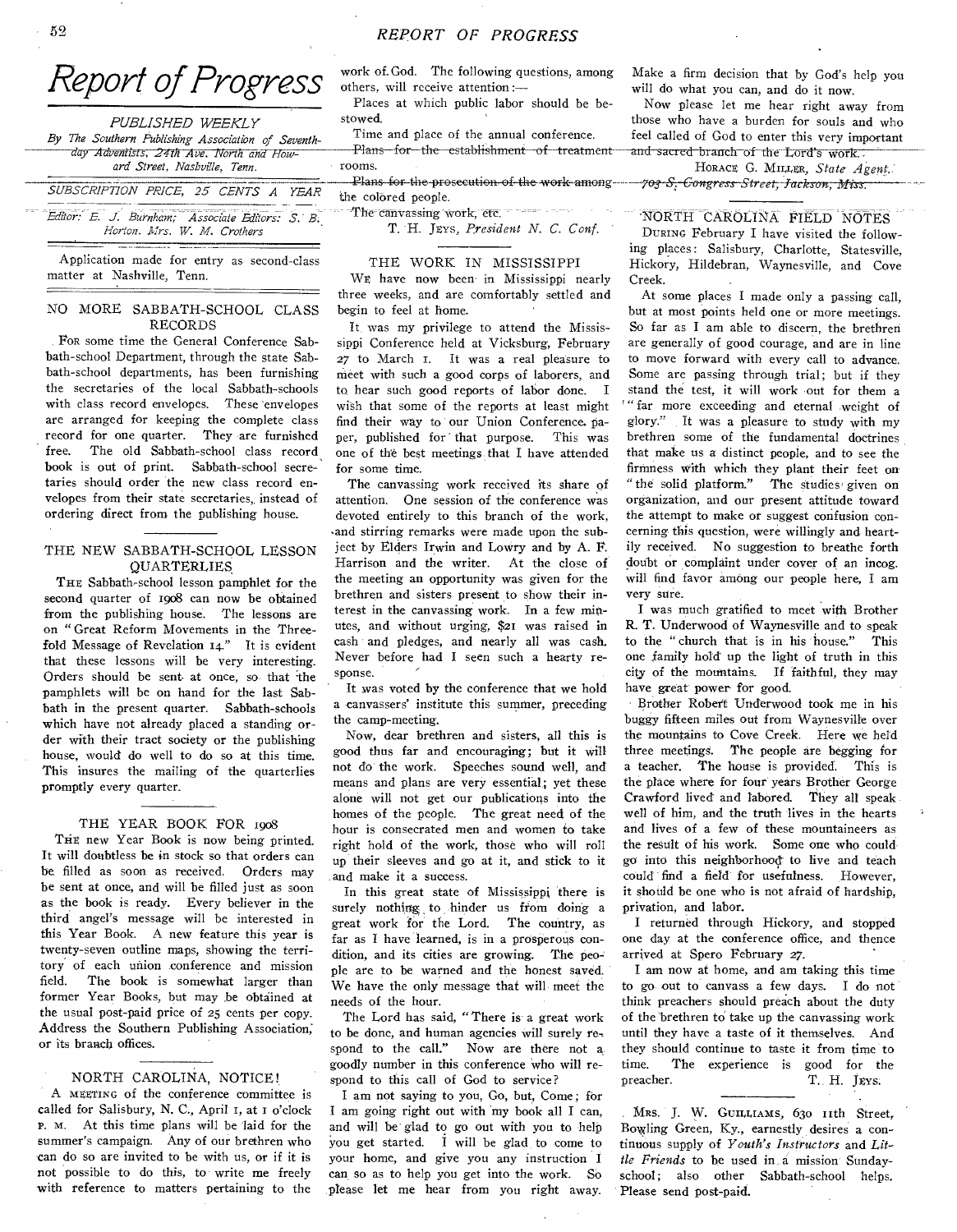# Report of Progress

*PUBLISHED WEEKLY*

*By The Southern Publishing Association of Seventh-day Adventists, 24th Ave. North and Howard Street, Nashville, Tenn.*

*SUBSCRIPTION PRICE, 25 CENTS A YEAR*

*Editor: E. J. Burnham; Associate Editors: S. B. Horton. Mrs. W. M. Crothers*

Application made for entry as second-class matter at Nashville, Tenn.

## NO MORE SABBATH-SCHOOL CLASS RECORDS

For some time the General Conference Sabbath-school Department, through the state Sabbath-school departments, has been furnishing the secretaries of the local Sabbath-schools with class record envelopes. These envelopes are arranged for keeping the complete class record for one quarter. They are furnished free. The old Sabbath-school class record book is out of print. Sabbath-school secretaries should order the new class record envelopes from their state secretaries, instead of ordering direct from the publishing house.

## THE NEW SABBATH-SCHOOL LESSON QUARTERLIES

The Sabbath-school lesson pamphlet for the second quarter of 1908 can now be obtained from the publishing house. The lessons are on "Great Reform Movements in the Threefold Message of Revelation 14." It is evident that these lessons will be very interesting. Orders should be sent at once, so that the pamphlets will be on hand for the last Sabbath in the present quarter. Sabbath-schools which have not already placed a standing order with their tract society or the publishing house, would do well to do so at this time. This insures the mailing of the quarterlies promptly every quarter.

## THE YEAR BOOK FOR 1908

The new Year Book is now being printed. It will doubtless be in stock so that orders can be filled as soon as received. Orders may be sent at once, and will be filled just as soon as the book is ready. Every believer in the third angel's message will be interested in this Year Book. A new feature this year is twenty-seven outline maps, showing the territory of each union conference and mission field. The book is somewhat larger than former Year Books, but may be obtained at the usual post-paid price of 25 cents per copy. Address the Southern Publishing Association, or its branch offices.

## NORTH CAROLINA, NOTICE!

A meeting of the conference committee is called for Salisbury, N. C., April 1, at 1 o'clock P. M. At this time plans will be laid for the summer's campaign. Any of our brethren who can do so are invited to be with us, or if it is not possible to do this, to write me freely with reference to matters pertaining to the work of God. The following questions, among others, will receive attention:—

Places at which public labor should be bestowed.

Time and place of the annual conference.

Plans for the establishment of treatment rooms.

Plans for the prosecution of the work among the colored people.

The canvassing work, etc.

T. H. Jeys, *President N. C. Conf.*

## THE WORK IN MISSISSIPPI

We have now been in Mississippi nearly three weeks, and are comfortably settled and begin to feel at home.

It was my privilege to attend the Mississippi Conference held at Vicksburg, February 27 to March 1. It was a real pleasure to meet with such a good corps of laborers, and to hear such good reports of labor done. I wish that some of the reports at least might find their way to our Union Conference paper, published for that purpose. This was one of the best meetings that I have attended for some time.

The canvassing work received its share of attention. One session of the conference was devoted entirely to this branch of the work, and stirring remarks were made upon the subject by Elders Irwin and Lowry and by A. F. Harrison and the writer. At the close of the meeting an opportunity was given for the brethren and sisters present to show their interest in the canvassing work. In a few minutes, and without urging, $21 was raised in cash and pledges, and nearly all was cash. Never before had I seen such a hearty response.

It was voted by the conference that we hold a canvassers' institute this summer, preceding the camp-meeting.

Now, dear brethren and sisters, all this is good thus far and encouraging; but it will not do the work. Speeches sound well, and means and plans are very essential; yet these alone will not get our publications into the homes of the people. The great need of the hour is consecrated men and women to take right hold of the work, those who will roll up their sleeves and go at it, and stick to it and make it a success.

In this great state of Mississippi there is surely nothing to hinder us from doing a great work for the Lord. The country, as far as I have learned, is in a prosperous condition, and its cities are growing. The people are to be warned and the honest saved. We have the only message that will meet the needs of the hour.

The Lord has said, "There is a great work to be done, and human agencies will surely respond to the call." Now are there not a goodly number in this conference who will respond to this call of God to service?

I am not saying to you, Go, but, Come; for I am going right out with my book all I can, and will be glad to go out with you to help you get started. I will be glad to come to your home, and give you any instruction I can so as to help you get into the work. So please let me hear from you right away. Make a firm decision that by God's help you will do what you can, and do it now.

Now please let me hear right away from those who have a burden for souls and who feel called of God to enter this very important and sacred branch of the Lord's work.

Horace G. Miller, *State Agent.*

*703 S. Congress Street, Jackson, Miss.*

## NORTH CAROLINA FIELD NOTES

During February I have visited the following places: Salisbury, Charlotte, Statesville, Hickory, Hildebran, Waynesville, and Cove Creek.

At some places I made only a passing call, but at most points held one or more meetings. So far as I am able to discern, the brethren are generally of good courage, and are in line to move forward with every call to advance. Some are passing through trial; but if they stand the test, it will work out for them a "far more exceeding and eternal weight of glory." It was a pleasure to study with my brethren some of the fundamental doctrines that make us a distinct people, and to see the firmness with which they plant their feet on "the solid platform." The studies given on organization, and our present attitude toward the attempt to make or suggest confusion concerning this question, were willingly and heartily received. No suggestion to breathe forth doubt or complaint under cover of an incog. will find favor among our people here, I am very sure.

I was much gratified to meet with Brother R. T. Underwood of Waynesville and to speak to the "church that is in his house." This one family hold up the light of truth in this city of the mountains. If faithful, they may have great power for good.

Brother Robert Underwood took me in his buggy fifteen miles out from Waynesville over the mountains to Cove Creek. Here we held three meetings. The people are begging for a teacher. The house is provided. This is the place where for four years Brother George Crawford lived and labored. They all speak well of him, and the truth lives in the hearts and lives of a few of these mountaineers as the result of his work. Some one who could go into this neighborhood to live and teach could find a field for usefulness. However, it should be one who is not afraid of hardship, privation, and labor.

I returned through Hickory, and stopped one day at the conference office, and thence arrived at Spero February 27.

I am now at home, and am taking this time to go out to canvass a few days. I do not think preachers should preach about the duty of the brethren to take up the canvassing work until they have a taste of it themselves. And they should continue to taste it from time to time. The experience is good for the preacher.

T. H. Jeys.

Mrs. J. W. Guilliams, 630 11th Street, Bowling Green, Ky., earnestly desires a continuous supply of *Youth's Instructors* and *Little Friends* to be used in a mission Sunday-school; also other Sabbath-school helps. Please send post-paid.